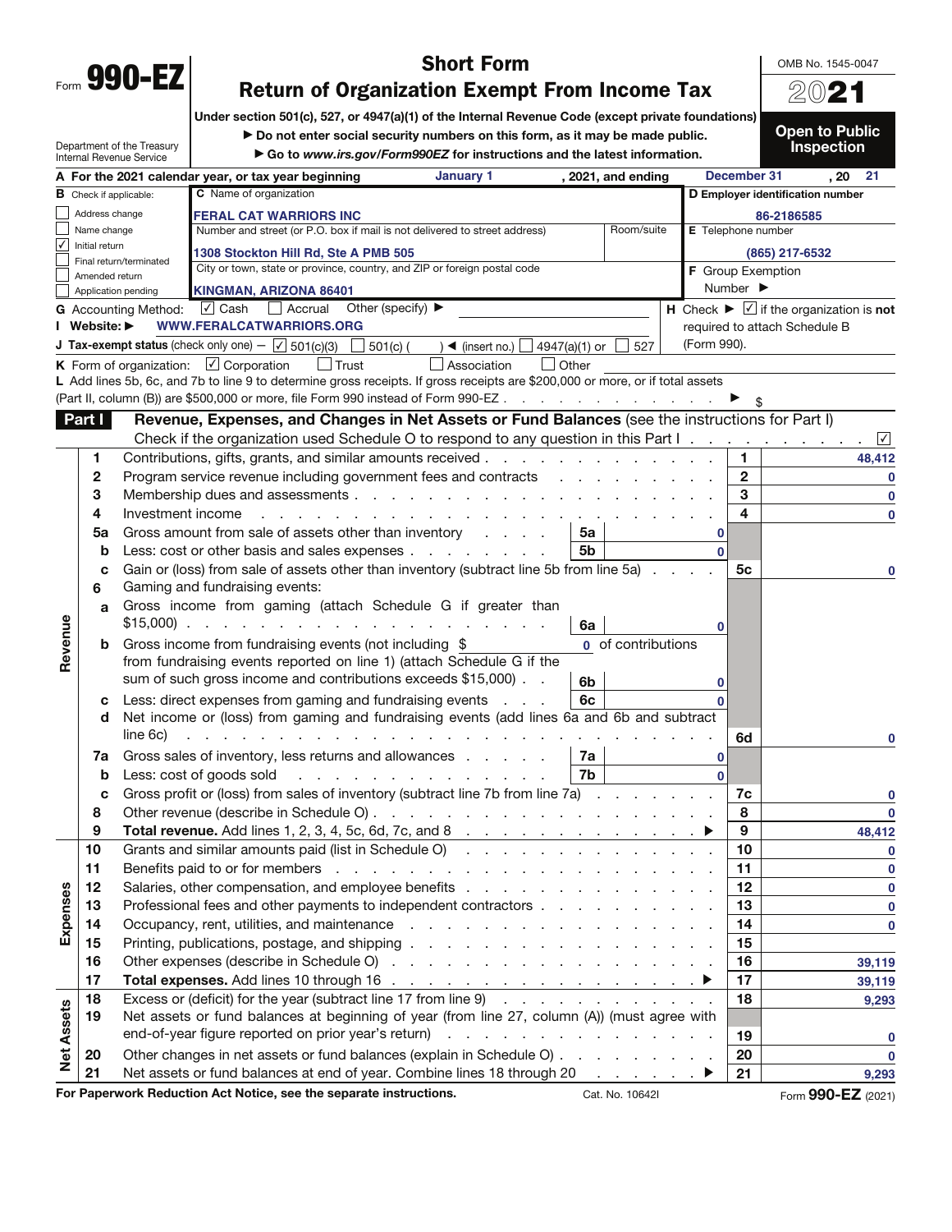Form **990-EZ**

Department of the Treasury
Internal Revenue Service

# Short Form
## Return of Organization Exempt From Income Tax

Under section 501(c), 527, or 4947(a)(1) of the Internal Revenue Code (except private foundations)

▶ Do not enter social security numbers on this form, as it may be made public.

▶ Go to *www.irs.gov/Form990EZ* for instructions and the latest information.

OMB No. 1545-0047

**2021**

**Open to Public Inspection**

**A** For the 2021 calendar year, or tax year beginning January 1, 2021, and ending December 31, 20 21

**B** Check if applicable:
- ☐ Address change
- ☐ Name change
- ☑ Initial return
- ☐ Final return/terminated
- ☐ Amended return
- ☐ Application pending

**C** Name of organization: **FERAL CAT WARRIORS INC**

Number and street (or P.O. box if mail is not delivered to street address): **1308 Stockton Hill Rd, Ste A PMB 505**    Room/suite:

City or town, state or province, country, and ZIP or foreign postal code: **KINGMAN, ARIZONA 86401**

**D** Employer identification number: **86-2186585**

**E** Telephone number: **(865) 217-6532**

**F** Group Exemption Number ▶

**G** Accounting Method: ☑ Cash ☐ Accrual Other (specify) ▶

**H** Check ▶ ☑ if the organization is **not** required to attach Schedule B (Form 990).

**I** Website: ▶ **WWW.FERALCATWARRIORS.ORG**

**J** Tax-exempt status (check only one) — ☑ 501(c)(3) ☐ 501(c) ( ) ◀ (insert no.) ☐ 4947(a)(1) or ☐ 527

**K** Form of organization: ☑ Corporation ☐ Trust ☐ Association ☐ Other

**L** Add lines 5b, 6c, and 7b to line 9 to determine gross receipts. If gross receipts are $200,000 or more, or if total assets (Part II, column (B)) are $500,000 or more, file Form 990 instead of Form 990-EZ . . . ▶ $

**Part I** **Revenue, Expenses, and Changes in Net Assets or Fund Balances** (see the instructions for Part I)

Check if the organization used Schedule O to respond to any question in this Part I . . . ☑

| Section | Line | Description | Sub-line | Sub-amount | Line | Amount |
|---|---|---|---|---|---|---|
| Revenue | 1 | Contributions, gifts, grants, and similar amounts received | | | 1 | 48,412 |
| | 2 | Program service revenue including government fees and contracts | | | 2 | 0 |
| | 3 | Membership dues and assessments | | | 3 | 0 |
| | 4 | Investment income | | | 4 | 0 |
| | 5a | Gross amount from sale of assets other than inventory | 5a | 0 | | |
| | b | Less: cost or other basis and sales expenses | 5b | 0 | | |
| | c | Gain or (loss) from sale of assets other than inventory (subtract line 5b from line 5a) | | | 5c | 0 |
| | 6 | Gaming and fundraising events: | | | | |
| | a | Gross income from gaming (attach Schedule G if greater than $15,000) | 6a | 0 | | |
| | b | Gross income from fundraising events (not including $ 0 of contributions from fundraising events reported on line 1) (attach Schedule G if the sum of such gross income and contributions exceeds $15,000) | 6b | 0 | | |
| | c | Less: direct expenses from gaming and fundraising events | 6c | 0 | | |
| | d | Net income or (loss) from gaming and fundraising events (add lines 6a and 6b and subtract line 6c) | | | 6d | 0 |
| | 7a | Gross sales of inventory, less returns and allowances | 7a | 0 | | |
| | b | Less: cost of goods sold | 7b | 0 | | |
| | c | Gross profit or (loss) from sales of inventory (subtract line 7b from line 7a) | | | 7c | 0 |
| | 8 | Other revenue (describe in Schedule O) | | | 8 | 0 |
| | 9 | **Total revenue.** Add lines 1, 2, 3, 4, 5c, 6d, 7c, and 8 ▶ | | | 9 | 48,412 |
| Expenses | 10 | Grants and similar amounts paid (list in Schedule O) | | | 10 | 0 |
| | 11 | Benefits paid to or for members | | | 11 | 0 |
| | 12 | Salaries, other compensation, and employee benefits | | | 12 | 0 |
| | 13 | Professional fees and other payments to independent contractors | | | 13 | 0 |
| | 14 | Occupancy, rent, utilities, and maintenance | | | 14 | 0 |
| | 15 | Printing, publications, postage, and shipping | | | 15 | |
| | 16 | Other expenses (describe in Schedule O) | | | 16 | 39,119 |
| | 17 | **Total expenses.** Add lines 10 through 16 ▶ | | | 17 | 39,119 |
| Net Assets | 18 | Excess or (deficit) for the year (subtract line 17 from line 9) | | | 18 | 9,293 |
| | 19 | Net assets or fund balances at beginning of year (from line 27, column (A)) (must agree with end-of-year figure reported on prior year's return) | | | 19 | 0 |
| | 20 | Other changes in net assets or fund balances (explain in Schedule O) | | | 20 | 0 |
| | 21 | Net assets or fund balances at end of year. Combine lines 18 through 20 ▶ | | | 21 | 9,293 |

For Paperwork Reduction Act Notice, see the separate instructions.    Cat. No. 10642I    Form **990-EZ** (2021)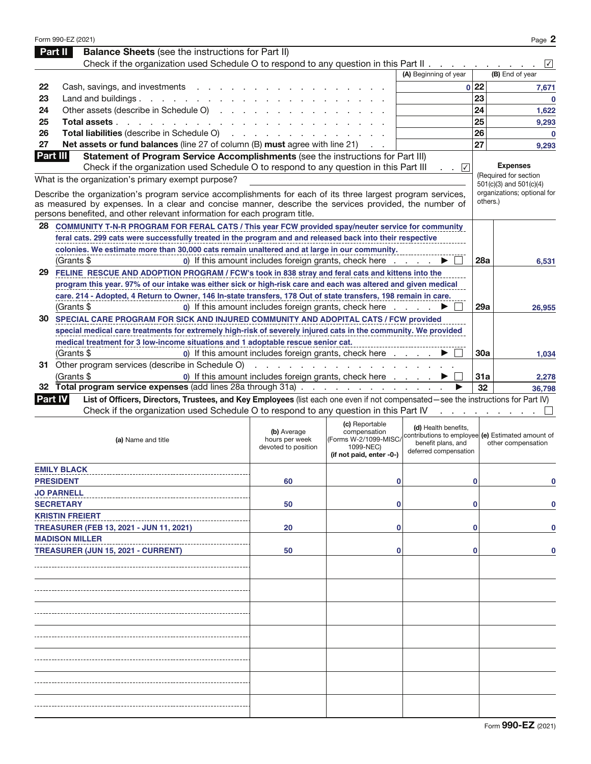Form 990-EZ (2021)

## Part II Balance Sheets (see the instructions for Part II)

Check if the organization used Schedule O to respond to any question in this Part II . . . . . . . . . . ☑

| | | (A) Beginning of year | | (B) End of year |
|---|---|---|---|---|
| 22 | Cash, savings, and investments | 0 | 22 | 7,671 |
| 23 | Land and buildings | | 23 | 0 |
| 24 | Other assets (describe in Schedule O) | | 24 | 1,622 |
| 25 | **Total assets** | | 25 | 9,293 |
| 26 | **Total liabilities** (describe in Schedule O) | | 26 | 0 |
| 27 | **Net assets or fund balances** (line 27 of column (B) **must** agree with line 21) | | 27 | 9,293 |

## Part III Statement of Program Service Accomplishments (see the instructions for Part III)

Check if the organization used Schedule O to respond to any question in this Part III . . ☑

**Expenses** (Required for section 501(c)(3) and 501(c)(4) organizations; optional for others.)

What is the organization's primary exempt purpose?

Describe the organization's program service accomplishments for each of its three largest program services, as measured by expenses. In a clear and concise manner, describe the services provided, the number of persons benefited, and other relevant information for each program title.

**28** COMMUNITY T-N-R PROGRAM FOR FERAL CATS / This year FCW provided spay/neuter service for community feral cats. 299 cats were successfully treated in the program and and released back into their respective colonies. We estimate more than 30,000 cats remain unaltered and at large in our community.
(Grants $ 0) If this amount includes foreign grants, check here . . . . ▶ ☐ | **28a** | 6,531

**29** FELINE RESCUE AND ADOPTION PROGRAM / FCW's took in 838 stray and feral cats and kittens into the program this year. 97% of our intake was either sick or high-risk care and each was altered and given medical care. 214 - Adopted, 4 Return to Owner, 146 In-state transfers, 178 Out of state transfers, 198 remain in care.
(Grants $ 0) If this amount includes foreign grants, check here . . . . ▶ ☐ | **29a** | 26,955

**30** SPECIAL CARE PROGRAM FOR SICK AND INJURED COMMUNITY AND ADOPITAL CATS / FCW provided special medical care treatments for extremely high-risk of severely injured cats in the community. We provided medical treatment for 3 low-income situations and 1 adoptable rescue senior cat.
(Grants $ 0) If this amount includes foreign grants, check here . . . . ▶ ☐ | **30a** | 1,034

**31** Other program services (describe in Schedule O)
(Grants $ 0) If this amount includes foreign grants, check here . . . . ▶ ☐ | **31a** | 2,278

**32 Total program service expenses** (add lines 28a through 31a) . . . . ▶ | **32** | 36,798

## Part IV List of Officers, Directors, Trustees, and Key Employees (list each one even if not compensated—see the instructions for Part IV)

Check if the organization used Schedule O to respond to any question in this Part IV . . . . . . . . . ☐

| (a) Name and title | (b) Average hours per week devoted to position | (c) Reportable compensation (Forms W-2/1099-MISC/1099-NEC) (if not paid, enter -0-) | (d) Health benefits, contributions to employee benefit plans, and deferred compensation | (e) Estimated amount of other compensation |
|---|---|---|---|---|
| EMILY BLACK<br>PRESIDENT | 60 | 0 | 0 | 0 |
| JO PARNELL<br>SECRETARY | 50 | 0 | 0 | 0 |
| KRISTIN FREIERT<br>TREASURER (FEB 13, 2021 - JUN 11, 2021) | 20 | 0 | 0 | 0 |
| MADISON MILLER<br>TREASURER (JUN 15, 2021 - CURRENT) | 50 | 0 | 0 | 0 |

Form **990-EZ** (2021)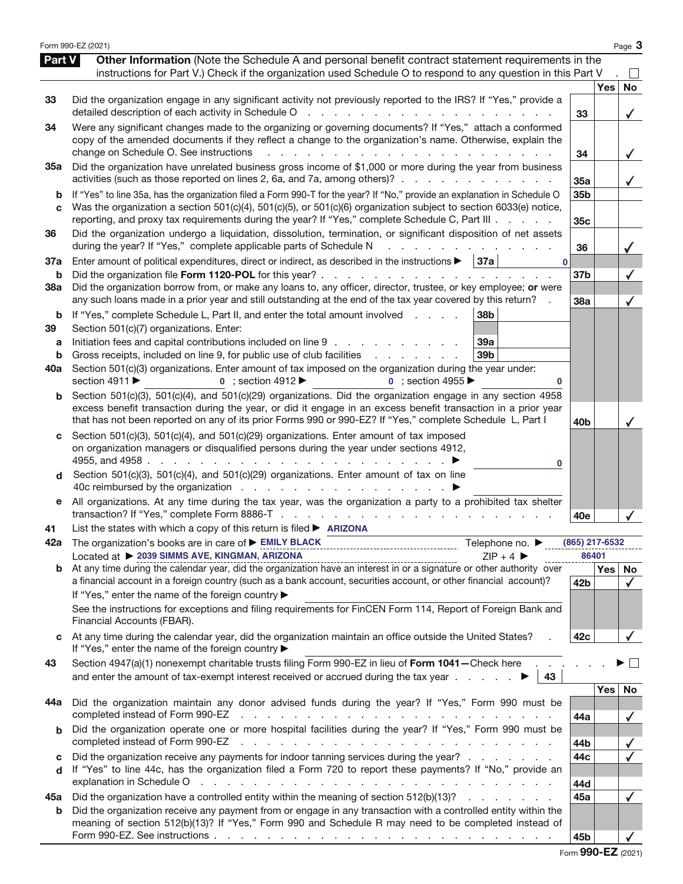## Part V Other Information (Note the Schedule A and personal benefit contract statement requirements in the instructions for Part V.) Check if the organization used Schedule O to respond to any question in this Part V . ☐

| | | | Yes | No |
|---|---|---|---|---|
| 33 | Did the organization engage in any significant activity not previously reported to the IRS? If "Yes," provide a detailed description of each activity in Schedule O | 33 | | ✓ |
| 34 | Were any significant changes made to the organizing or governing documents? If "Yes," attach a conformed copy of the amended documents if they reflect a change to the organization's name. Otherwise, explain the change on Schedule O. See instructions | 34 | | ✓ |
| 35a | Did the organization have unrelated business gross income of $1,000 or more during the year from business activities (such as those reported on lines 2, 6a, and 7a, among others)? | 35a | | ✓ |
| b | If "Yes" to line 35a, has the organization filed a Form 990-T for the year? If "No," provide an explanation in Schedule O | 35b | | |
| c | Was the organization a section 501(c)(4), 501(c)(5), or 501(c)(6) organization subject to section 6033(e) notice, reporting, and proxy tax requirements during the year? If "Yes," complete Schedule C, Part III | 35c | | |
| 36 | Did the organization undergo a liquidation, dissolution, termination, or significant disposition of net assets during the year? If "Yes," complete applicable parts of Schedule N | 36 | | ✓ |
| 37a | Enter amount of political expenditures, direct or indirect, as described in the instructions ▶ 37a 0 | | | |
| b | Did the organization file **Form 1120-POL** for this year? | 37b | | ✓ |
| 38a | Did the organization borrow from, or make any loans to, any officer, director, trustee, or key employee; **or** were any such loans made in a prior year and still outstanding at the end of the tax year covered by this return? | 38a | | ✓ |
| b | If "Yes," complete Schedule L, Part II, and enter the total amount involved 38b | | | |
| 39 | Section 501(c)(7) organizations. Enter: | | | |
| a | Initiation fees and capital contributions included on line 9 39a | | | |
| b | Gross receipts, included on line 9, for public use of club facilities 39b | | | |
| 40a | Section 501(c)(3) organizations. Enter amount of tax imposed on the organization during the year under: section 4911 ▶ 0 ; section 4912 ▶ 0 ; section 4955 ▶ 0 | | | |
| b | Section 501(c)(3), 501(c)(4), and 501(c)(29) organizations. Did the organization engage in any section 4958 excess benefit transaction during the year, or did it engage in an excess benefit transaction in a prior year that has not been reported on any of its prior Forms 990 or 990-EZ? If "Yes," complete Schedule L, Part I | 40b | | ✓ |
| c | Section 501(c)(3), 501(c)(4), and 501(c)(29) organizations. Enter amount of tax imposed on organization managers or disqualified persons during the year under sections 4912, 4955, and 4958 ▶ 0 | | | |
| d | Section 501(c)(3), 501(c)(4), and 501(c)(29) organizations. Enter amount of tax on line 40c reimbursed by the organization ▶ | | | |
| e | All organizations. At any time during the tax year, was the organization a party to a prohibited tax shelter transaction? If "Yes," complete Form 8886-T | 40e | | ✓ |

41 List the states with which a copy of this return is filed ▶ ARIZONA

42a The organization's books are in care of ▶ EMILY BLACK Telephone no. ▶ (865) 217-6532

Located at ▶ 2039 SIMMS AVE, KINGMAN, ARIZONA ZIP + 4 ▶ 86401

| | | | Yes | No |
|---|---|---|---|---|
| b | At any time during the calendar year, did the organization have an interest in or a signature or other authority over a financial account in a foreign country (such as a bank account, securities account, or other financial account)? If "Yes," enter the name of the foreign country ▶ See the instructions for exceptions and filing requirements for FinCEN Form 114, Report of Foreign Bank and Financial Accounts (FBAR). | 42b | | ✓ |
| c | At any time during the calendar year, did the organization maintain an office outside the United States? If "Yes," enter the name of the foreign country ▶ | 42c | | ✓ |

43 Section 4947(a)(1) nonexempt charitable trusts filing Form 990-EZ in lieu of **Form 1041**—Check here ▶ ☐ and enter the amount of tax-exempt interest received or accrued during the tax year ▶ 43

| | | | Yes | No |
|---|---|---|---|---|
| 44a | Did the organization maintain any donor advised funds during the year? If "Yes," Form 990 must be completed instead of Form 990-EZ | 44a | | ✓ |
| b | Did the organization operate one or more hospital facilities during the year? If "Yes," Form 990 must be completed instead of Form 990-EZ | 44b | | ✓ |
| c | Did the organization receive any payments for indoor tanning services during the year? | 44c | | ✓ |
| d | If "Yes" to line 44c, has the organization filed a Form 720 to report these payments? If "No," provide an explanation in Schedule O | 44d | | |
| 45a | Did the organization have a controlled entity within the meaning of section 512(b)(13)? | 45a | | ✓ |
| b | Did the organization receive any payment from or engage in any transaction with a controlled entity within the meaning of section 512(b)(13)? If "Yes," Form 990 and Schedule R may need to be completed instead of Form 990-EZ. See instructions | 45b | | ✓ |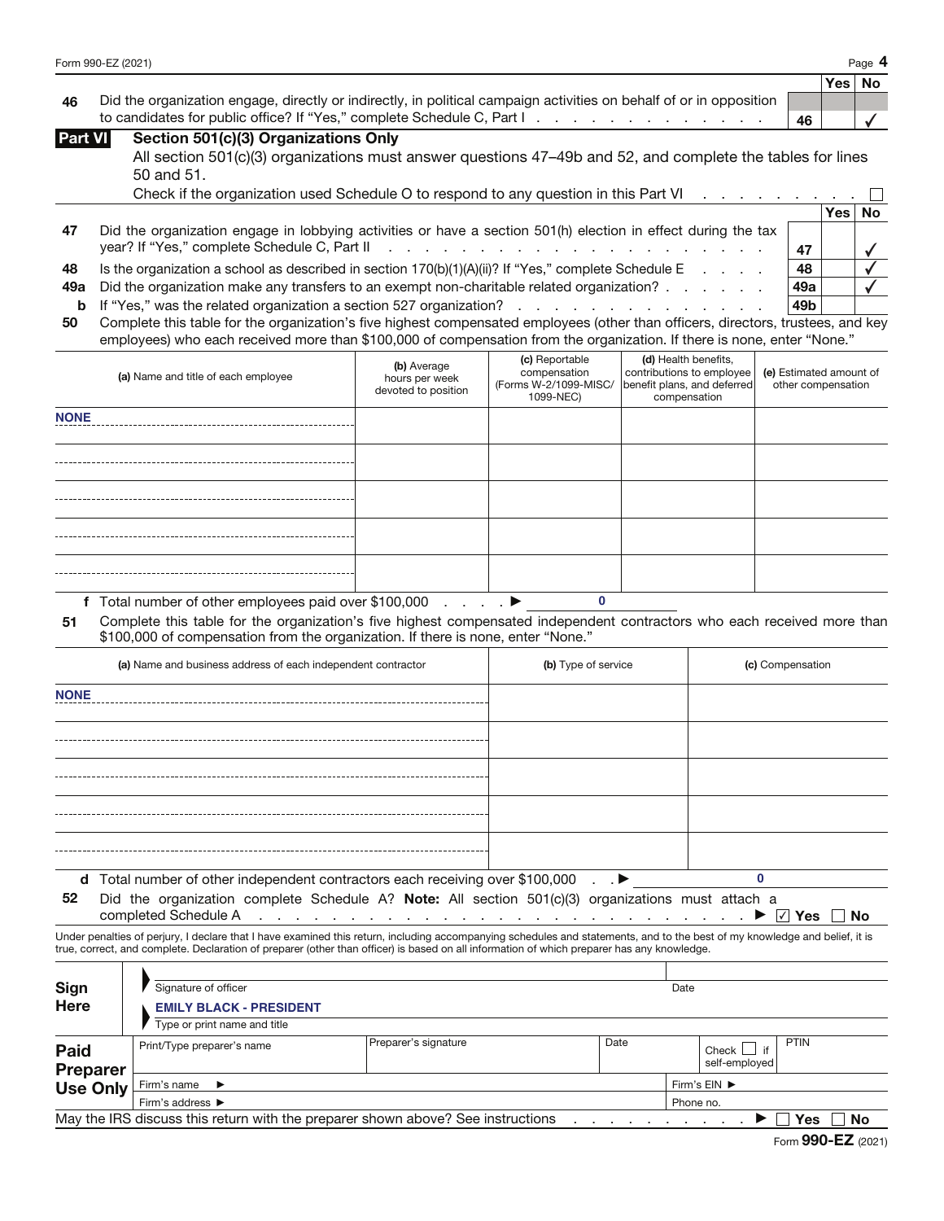| | | | Yes | No |
|---|---|---|---|---|
| **46** | Did the organization engage, directly or indirectly, in political campaign activities on behalf of or in opposition to candidates for public office? If "Yes," complete Schedule C, Part I | 46 | | ✓ |

**Part VI** **Section 501(c)(3) Organizations Only**

All section 501(c)(3) organizations must answer questions 47–49b and 52, and complete the tables for lines 50 and 51.

Check if the organization used Schedule O to respond to any question in this Part VI ☐

| | | | Yes | No |
|---|---|---|---|---|
| **47** | Did the organization engage in lobbying activities or have a section 501(h) election in effect during the tax year? If "Yes," complete Schedule C, Part II | 47 | | ✓ |
| **48** | Is the organization a school as described in section 170(b)(1)(A)(ii)? If "Yes," complete Schedule E | 48 | | ✓ |
| **49a** | Did the organization make any transfers to an exempt non-charitable related organization? | 49a | | ✓ |
| **b** | If "Yes," was the related organization a section 527 organization? | 49b | | |

**50** Complete this table for the organization's five highest compensated employees (other than officers, directors, trustees, and key employees) who each received more than $100,000 of compensation from the organization. If there is none, enter "None."

| (a) Name and title of each employee | (b) Average hours per week devoted to position | (c) Reportable compensation (Forms W-2/1099-MISC/ 1099-NEC) | (d) Health benefits, contributions to employee benefit plans, and deferred compensation | (e) Estimated amount of other compensation |
|---|---|---|---|---|
| NONE | | | | |
| | | | | |
| | | | | |
| | | | | |
| | | | | |

**f** Total number of other employees paid over $100,000 ▶ 0

**51** Complete this table for the organization's five highest compensated independent contractors who each received more than $100,000 of compensation from the organization. If there is none, enter "None."

| (a) Name and business address of each independent contractor | (b) Type of service | (c) Compensation |
|---|---|---|
| NONE | | |
| | | |
| | | |
| | | |
| | | |

**d** Total number of other independent contractors each receiving over $100,000 ▶ 0

**52** Did the organization complete Schedule A? **Note:** All section 501(c)(3) organizations must attach a completed Schedule A ▶ ☑ Yes ☐ No

Under penalties of perjury, I declare that I have examined this return, including accompanying schedules and statements, and to the best of my knowledge and belief, it is true, correct, and complete. Declaration of preparer (other than officer) is based on all information of which preparer has any knowledge.

**Sign Here**

Signature of officer | Date

EMILY BLACK - PRESIDENT

Type or print name and title

**Paid Preparer Use Only**

| Print/Type preparer's name | Preparer's signature | Date | Check ☐ if self-employed | PTIN |
|---|---|---|---|---|
| Firm's name ▶ | | | Firm's EIN ▶ | |
| Firm's address ▶ | | | Phone no. | |

May the IRS discuss this return with the preparer shown above? See instructions ▶ ☐ Yes ☐ No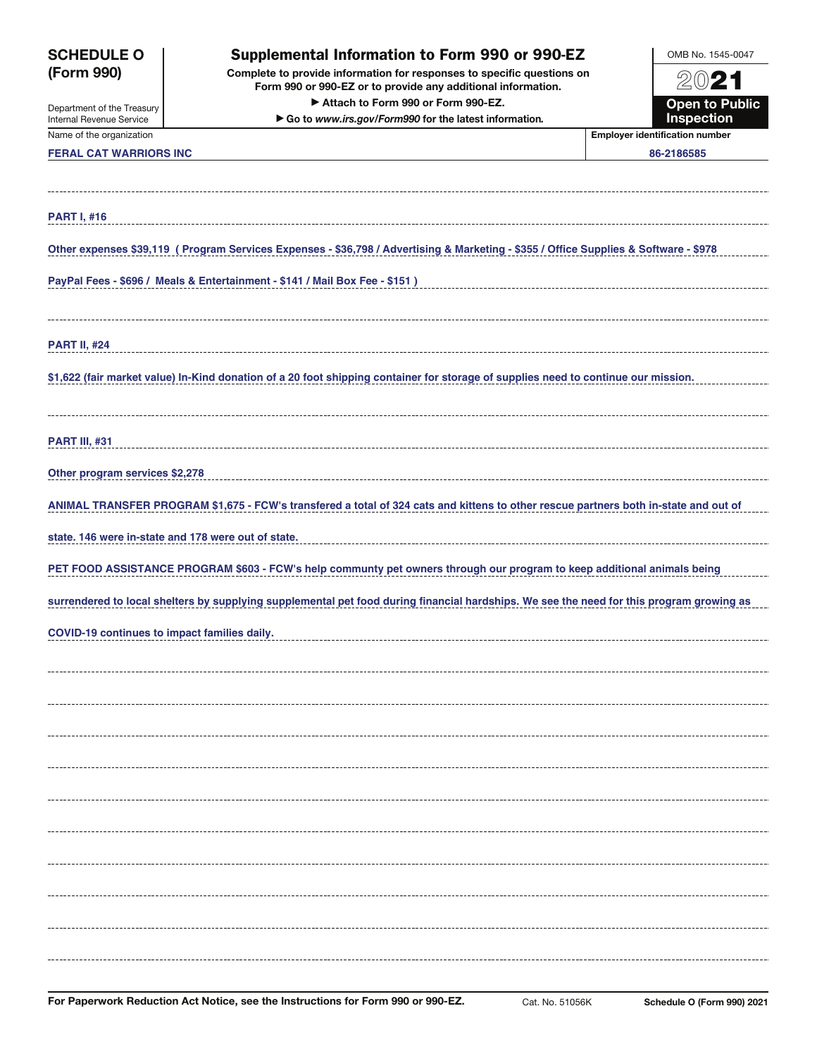# SCHEDULE O (Form 990)

Department of the Treasury
Internal Revenue Service

## Supplemental Information to Form 990 or 990-EZ

**Complete to provide information for responses to specific questions on Form 990 or 990-EZ or to provide any additional information.**

**▶ Attach to Form 990 or Form 990-EZ.**

**▶ Go to *www.irs.gov/Form990* for the latest information.**

OMB No. 1545-0047

2021

**Open to Public Inspection**

Name of the organization: **FERAL CAT WARRIORS INC**

Employer identification number: **86-2186585**

**PART I, #16**

Other expenses $39,119 ( Program Services Expenses - $36,798 / Advertising & Marketing - $355 / Office Supplies & Software - $978 PayPal Fees - $696 / Meals & Entertainment - $141 / Mail Box Fee - $151 )

**PART II, #24**

$1,622 (fair market value) In-Kind donation of a 20 foot shipping container for storage of supplies need to continue our mission.

**PART III, #31**

Other program services $2,278

ANIMAL TRANSFER PROGRAM $1,675 - FCW's transfered a total of 324 cats and kittens to other rescue partners both in-state and out of state. 146 were in-state and 178 were out of state.

PET FOOD ASSISTANCE PROGRAM $603 - FCW's help communty pet owners through our program to keep additional animals being surrendered to local shelters by supplying supplemental pet food during financial hardships. We see the need for this program growing as COVID-19 continues to impact families daily.

For Paperwork Reduction Act Notice, see the Instructions for Form 990 or 990-EZ. Cat. No. 51056K **Schedule O (Form 990) 2021**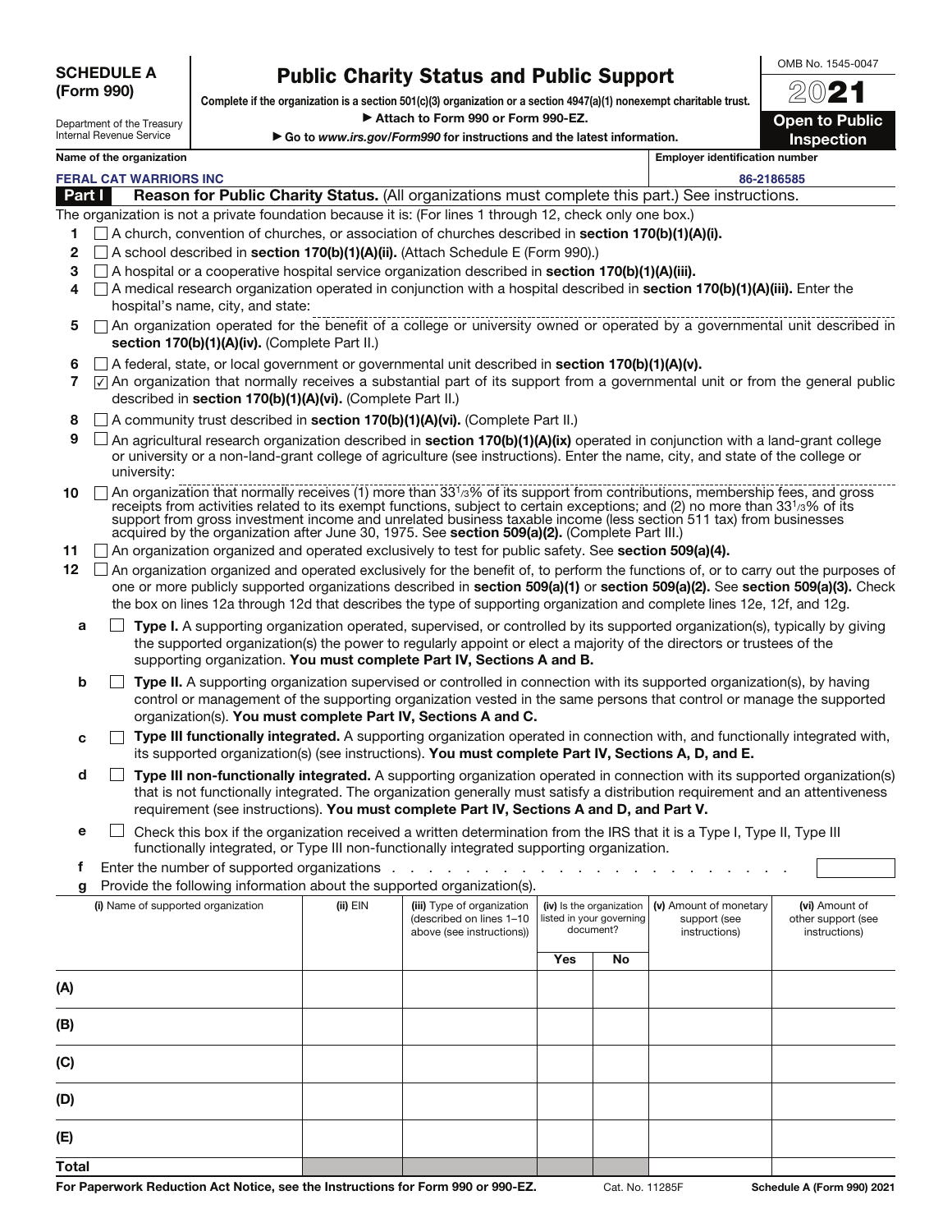**SCHEDULE A (Form 990)**

Department of the Treasury
Internal Revenue Service

# Public Charity Status and Public Support

**Complete if the organization is a section 501(c)(3) organization or a section 4947(a)(1) nonexempt charitable trust.**
▶ **Attach to Form 990 or Form 990-EZ.**
▶ **Go to www.irs.gov/Form990 for instructions and the latest information.**

OMB No. 1545-0047
**2021**
**Open to Public Inspection**

**Name of the organization:** FERAL CAT WARRIORS INC
**Employer identification number:** 86-2186585

## Part I Reason for Public Charity Status. (All organizations must complete this part.) See instructions.

The organization is not a private foundation because it is: (For lines 1 through 12, check only one box.)

1. ☐ A church, convention of churches, or association of churches described in **section 170(b)(1)(A)(i).**
2. ☐ A school described in **section 170(b)(1)(A)(ii).** (Attach Schedule E (Form 990).)
3. ☐ A hospital or a cooperative hospital service organization described in **section 170(b)(1)(A)(iii).**
4. ☐ A medical research organization operated in conjunction with a hospital described in **section 170(b)(1)(A)(iii).** Enter the hospital's name, city, and state:
5. ☐ An organization operated for the benefit of a college or university owned or operated by a governmental unit described in **section 170(b)(1)(A)(iv).** (Complete Part II.)
6. ☐ A federal, state, or local government or governmental unit described in **section 170(b)(1)(A)(v).**
7. ☑ An organization that normally receives a substantial part of its support from a governmental unit or from the general public described in **section 170(b)(1)(A)(vi).** (Complete Part II.)
8. ☐ A community trust described in **section 170(b)(1)(A)(vi).** (Complete Part II.)
9. ☐ An agricultural research organization described in **section 170(b)(1)(A)(ix)** operated in conjunction with a land-grant college or university or a non-land-grant college of agriculture (see instructions). Enter the name, city, and state of the college or university:
10. ☐ An organization that normally receives (1) more than 33 1/3% of its support from contributions, membership fees, and gross receipts from activities related to its exempt functions, subject to certain exceptions; and (2) no more than 33 1/3% of its support from gross investment income and unrelated business taxable income (less section 511 tax) from businesses acquired by the organization after June 30, 1975. See **section 509(a)(2).** (Complete Part III.)
11. ☐ An organization organized and operated exclusively to test for public safety. See **section 509(a)(4).**
12. ☐ An organization organized and operated exclusively for the benefit of, to perform the functions of, or to carry out the purposes of one or more publicly supported organizations described in **section 509(a)(1)** or **section 509(a)(2).** See **section 509(a)(3).** Check the box on lines 12a through 12d that describes the type of supporting organization and complete lines 12e, 12f, and 12g.
   - **a** ☐ **Type I.** A supporting organization operated, supervised, or controlled by its supported organization(s), typically by giving the supported organization(s) the power to regularly appoint or elect a majority of the directors or trustees of the supporting organization. **You must complete Part IV, Sections A and B.**
   - **b** ☐ **Type II.** A supporting organization supervised or controlled in connection with its supported organization(s), by having control or management of the supporting organization vested in the same persons that control or manage the supported organization(s). **You must complete Part IV, Sections A and C.**
   - **c** ☐ **Type III functionally integrated.** A supporting organization operated in connection with, and functionally integrated with, its supported organization(s) (see instructions). **You must complete Part IV, Sections A, D, and E.**
   - **d** ☐ **Type III non-functionally integrated.** A supporting organization operated in connection with its supported organization(s) that is not functionally integrated. The organization generally must satisfy a distribution requirement and an attentiveness requirement (see instructions). **You must complete Part IV, Sections A and D, and Part V.**
   - **e** ☐ Check this box if the organization received a written determination from the IRS that it is a Type I, Type II, Type III functionally integrated, or Type III non-functionally integrated supporting organization.
   - **f** Enter the number of supported organizations
   - **g** Provide the following information about the supported organization(s).

| | (i) Name of supported organization | (ii) EIN | (iii) Type of organization (described on lines 1–10 above (see instructions)) | (iv) Is the organization listed in your governing document? Yes | No | (v) Amount of monetary support (see instructions) | (vi) Amount of other support (see instructions) |
|---|---|---|---|---|---|---|---|
| (A) | | | | | | | |
| (B) | | | | | | | |
| (C) | | | | | | | |
| (D) | | | | | | | |
| (E) | | | | | | | |
| Total | | | | | | | |

For Paperwork Reduction Act Notice, see the Instructions for Form 990 or 990-EZ. Cat. No. 11285F Schedule A (Form 990) 2021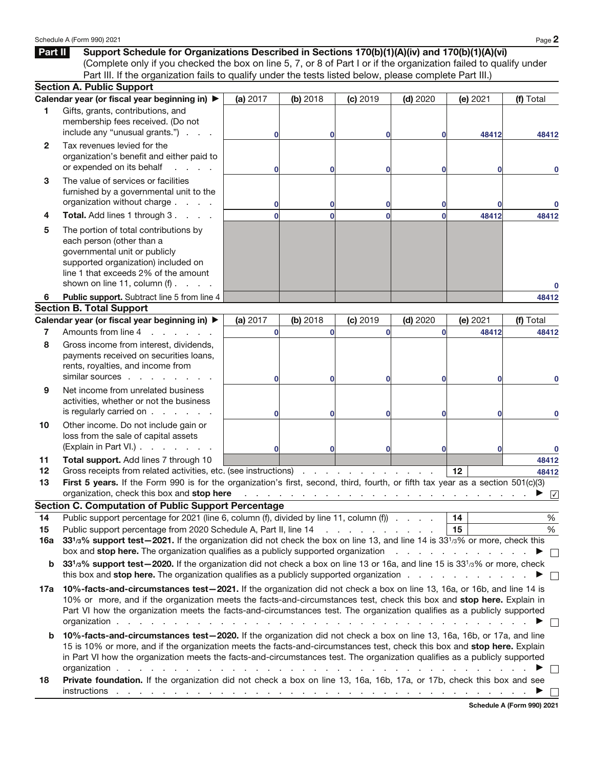## Part II Support Schedule for Organizations Described in Sections 170(b)(1)(A)(iv) and 170(b)(1)(A)(vi)

(Complete only if you checked the box on line 5, 7, or 8 of Part I or if the organization failed to qualify under Part III. If the organization fails to qualify under the tests listed below, please complete Part III.)

### Section A. Public Support

| Calendar year (or fiscal year beginning in) ▶ | (a) 2017 | (b) 2018 | (c) 2019 | (d) 2020 | (e) 2021 | (f) Total |
|---|---|---|---|---|---|---|
| **1** Gifts, grants, contributions, and membership fees received. (Do not include any "unusual grants.") | 0 | 0 | 0 | 0 | 48412 | 48412 |
| **2** Tax revenues levied for the organization's benefit and either paid to or expended on its behalf | 0 | 0 | 0 | 0 | 0 | 0 |
| **3** The value of services or facilities furnished by a governmental unit to the organization without charge | 0 | 0 | 0 | 0 | 0 | 0 |
| **4** **Total.** Add lines 1 through 3 | 0 | 0 | 0 | 0 | 48412 | 48412 |
| **5** The portion of total contributions by each person (other than a governmental unit or publicly supported organization) included on line 1 that exceeds 2% of the amount shown on line 11, column (f) | | | | | | 0 |
| **6** **Public support.** Subtract line 5 from line 4 | | | | | | 48412 |

### Section B. Total Support

| Calendar year (or fiscal year beginning in) ▶ | (a) 2017 | (b) 2018 | (c) 2019 | (d) 2020 | (e) 2021 | (f) Total |
|---|---|---|---|---|---|---|
| **7** Amounts from line 4 | 0 | 0 | 0 | 0 | 48412 | 48412 |
| **8** Gross income from interest, dividends, payments received on securities loans, rents, royalties, and income from similar sources | 0 | 0 | 0 | 0 | 0 | 0 |
| **9** Net income from unrelated business activities, whether or not the business is regularly carried on | 0 | 0 | 0 | 0 | 0 | 0 |
| **10** Other income. Do not include gain or loss from the sale of capital assets (Explain in Part VI.) | 0 | 0 | 0 | 0 | 0 | 0 |
| **11** **Total support.** Add lines 7 through 10 | | | | | | 48412 |

**12** Gross receipts from related activities, etc. (see instructions) . . . **12** 48412

**13** **First 5 years.** If the Form 990 is for the organization's first, second, third, fourth, or fifth tax year as a section 501(c)(3) organization, check this box and **stop here** . . . ▶ ☑

### Section C. Computation of Public Support Percentage

**14** Public support percentage for 2021 (line 6, column (f), divided by line 11, column (f)) . . . **14** %

**15** Public support percentage from 2020 Schedule A, Part II, line 14 . . . **15** %

**16a** **33⅓% support test—2021.** If the organization did not check the box on line 13, and line 14 is 33⅓% or more, check this box and **stop here.** The organization qualifies as a publicly supported organization . . . ▶ ☐

**b** **33⅓% support test—2020.** If the organization did not check a box on line 13 or 16a, and line 15 is 33⅓% or more, check this box and **stop here.** The organization qualifies as a publicly supported organization . . . ▶ ☐

**17a** **10%-facts-and-circumstances test—2021.** If the organization did not check a box on line 13, 16a, or 16b, and line 14 is 10% or more, and if the organization meets the facts-and-circumstances test, check this box and **stop here.** Explain in Part VI how the organization meets the facts-and-circumstances test. The organization qualifies as a publicly supported organization . . . ▶ ☐

**b** **10%-facts-and-circumstances test—2020.** If the organization did not check a box on line 13, 16a, 16b, or 17a, and line 15 is 10% or more, and if the organization meets the facts-and-circumstances test, check this box and **stop here.** Explain in Part VI how the organization meets the facts-and-circumstances test. The organization qualifies as a publicly supported organization . . . ▶ ☐

**18** **Private foundation.** If the organization did not check a box on line 13, 16a, 16b, 17a, or 17b, check this box and see instructions . . . ▶ ☐